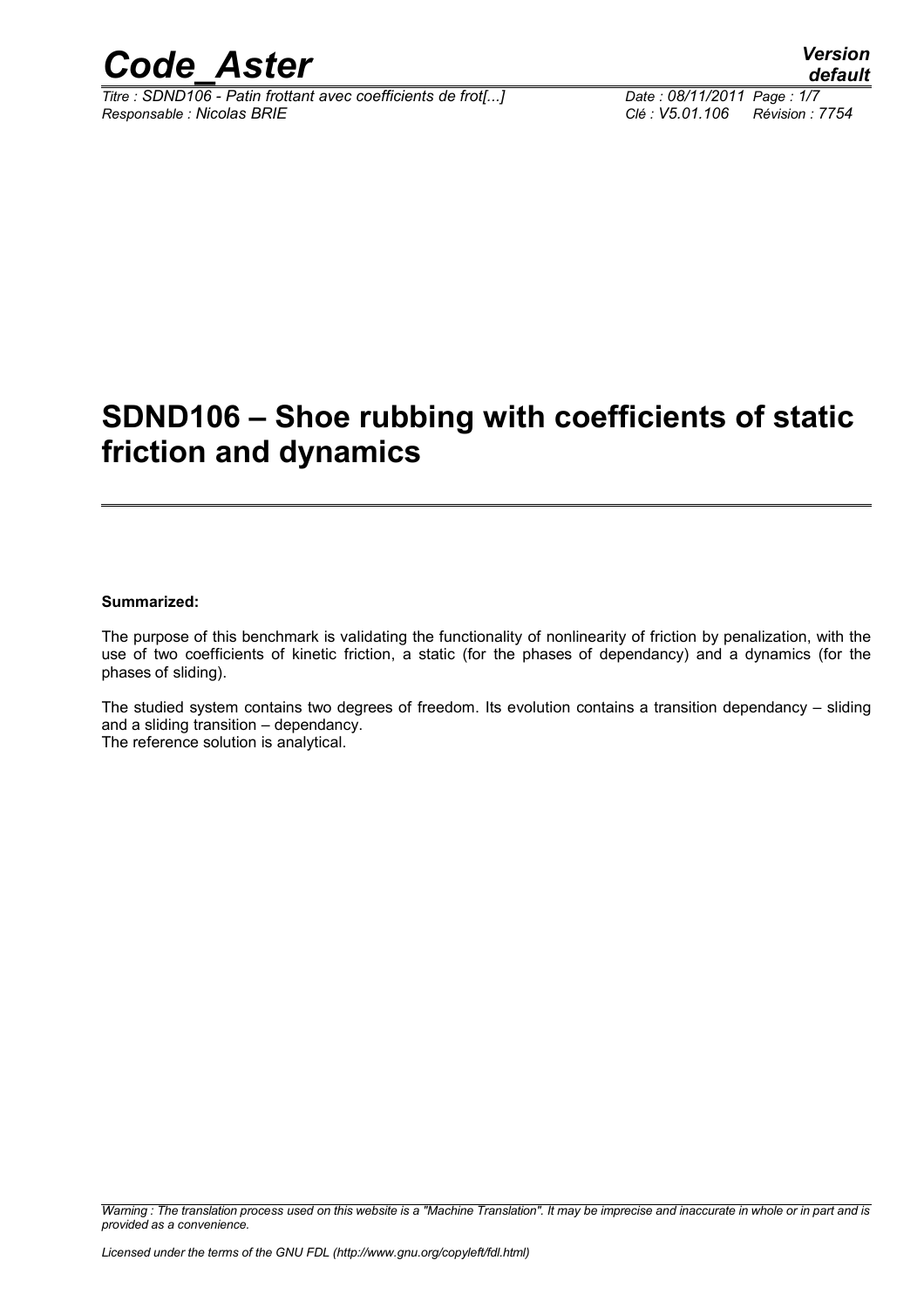# SDND106 – Shoe rubbing with coefficients of static friction and dynamics

**Summarized:**

The purpose of this benchmark is validating the functionality of nonlinearity of friction by penalization, with the use of two coefficients of kinetic friction, a static (for the phases of dependancy) and a dynamics (for the phases of sliding).

The studied system contains two degrees of freedom. Its evolution contains a transition dependancy – sliding and a sliding transition – dependancy.
The reference solution is analytical.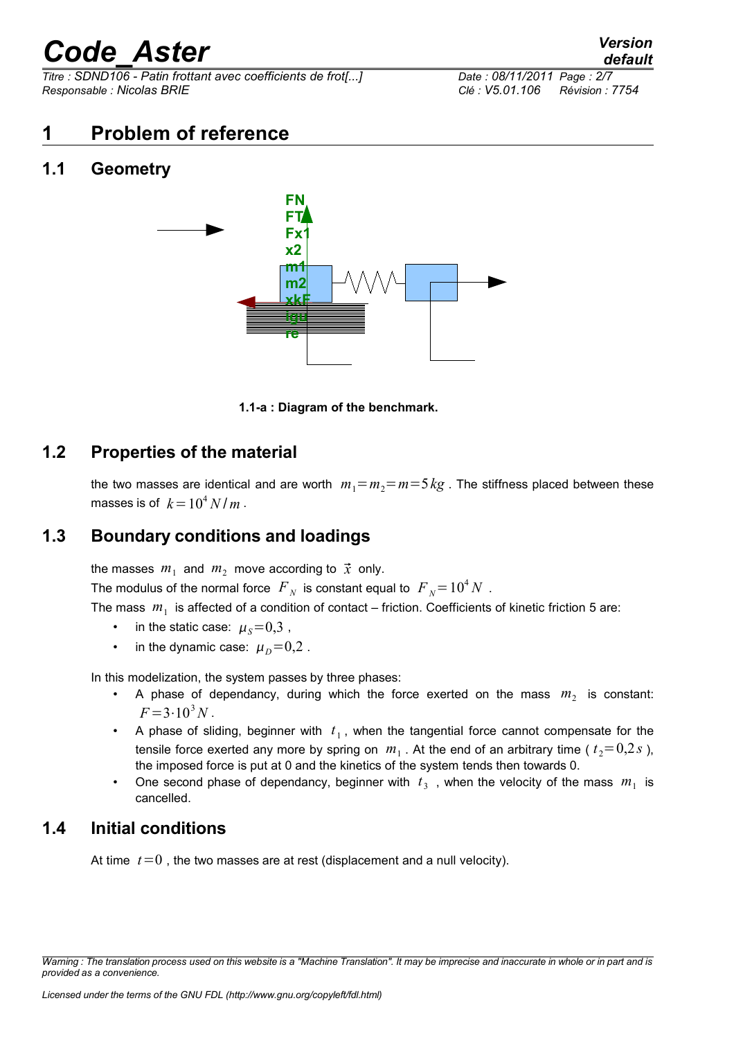# 1 Problem of reference

## 1.1 Geometry

FN
FT
Fx1
x2
m1
m2
xkF
igu
re

1.1-a : Diagram of the benchmark.

## 1.2 Properties of the material

the two masses are identical and are worth $m_1 = m_2 = m = 5\,kg$ . The stiffness placed between these masses is of $k = 10^4\,N/m$ .

## 1.3 Boundary conditions and loadings

the masses $m_1$ and $m_2$ move according to $\vec{x}$ only.

The modulus of the normal force $F_N$ is constant equal to $F_N = 10^4\,N$ .

The mass $m_1$ is affected of a condition of contact – friction. Coefficients of kinetic friction 5 are:

- in the static case: $\mu_S = 0{,}3$ ,
- in the dynamic case: $\mu_D = 0{,}2$ .

In this modelization, the system passes by three phases:

- A phase of dependancy, during which the force exerted on the mass $m_2$ is constant: $F = 3 \cdot 10^3\,N$ .
- A phase of sliding, beginner with $t_1$ , when the tangential force cannot compensate for the tensile force exerted any more by spring on $m_1$ . At the end of an arbitrary time ( $t_2 = 0{,}2\,s$ ), the imposed force is put at 0 and the kinetics of the system tends then towards 0.
- One second phase of dependancy, beginner with $t_3$ , when the velocity of the mass $m_1$ is cancelled.

## 1.4 Initial conditions

At time $t = 0$ , the two masses are at rest (displacement and a null velocity).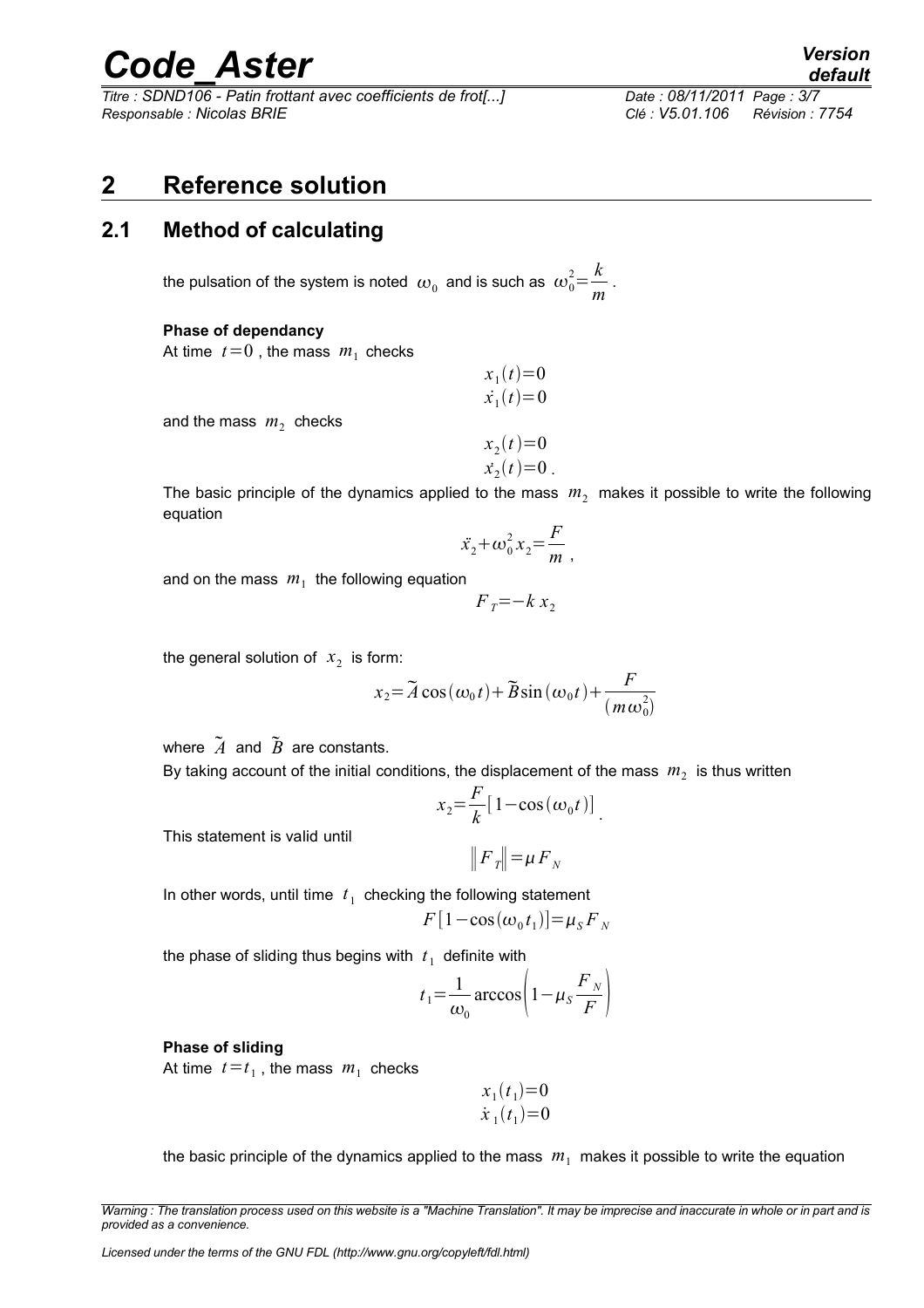# 2 Reference solution

## 2.1 Method of calculating

the pulsation of the system is noted $\omega_0$ and is such as $\omega_0^2 = \frac{k}{m}$.

**Phase of dependancy**

At time $t=0$, the mass $m_1$ checks

$$x_1(t) = 0$$
$$\dot{x}_1(t) = 0$$

and the mass $m_2$ checks

$$x_2(t) = 0$$
$$\dot{x}_2(t) = 0 .$$

The basic principle of the dynamics applied to the mass $m_2$ makes it possible to write the following equation

$$\ddot{x}_2 + \omega_0^2 x_2 = \frac{F}{m} ,$$

and on the mass $m_1$ the following equation

$$F_T = -k\, x_2$$

the general solution of $x_2$ is form:

$$x_2 = \tilde{A} \cos(\omega_0 t) + \tilde{B} \sin(\omega_0 t) + \frac{F}{(m \omega_0^2)}$$

where $\tilde{A}$ and $\tilde{B}$ are constants.

By taking account of the initial conditions, the displacement of the mass $m_2$ is thus written

$$x_2 = \frac{F}{k} [1 - \cos(\omega_0 t)] .$$

This statement is valid until

$$\| F_T \| = \mu F_N$$

In other words, until time $t_1$ checking the following statement

$$F[1 - \cos(\omega_0 t_1)] = \mu_S F_N$$

the phase of sliding thus begins with $t_1$ definite with

$$t_1 = \frac{1}{\omega_0} \arccos\left(1 - \mu_S \frac{F_N}{F}\right)$$

**Phase of sliding**

At time $t = t_1$, the mass $m_1$ checks

$$x_1(t_1) = 0$$
$$\dot{x}_1(t_1) = 0$$

the basic principle of the dynamics applied to the mass $m_1$ makes it possible to write the equation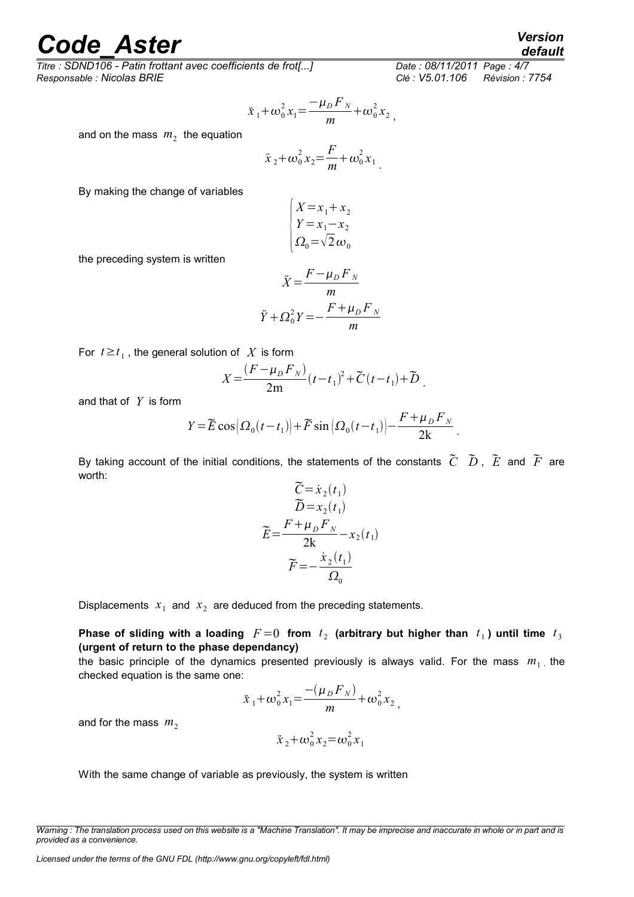$$\ddot{x}_1+\omega_0^2 x_1=\frac{-\mu_D F_N}{m}+\omega_0^2 x_2 ,$$

and on the mass $m_2$ the equation

$$\ddot{x}_2+\omega_0^2 x_2=\frac{F}{m}+\omega_0^2 x_1 .$$

By making the change of variables

$$\begin{cases} X=x_1+x_2 \\ Y=x_1-x_2 \\ \Omega_0=\sqrt{2}\,\omega_0 \end{cases}$$

the preceding system is written

$$\ddot{X}=\frac{F-\mu_D F_N}{m}$$

$$\ddot{Y}+\Omega_0^2 Y=-\frac{F+\mu_D F_N}{m}$$

For $t \geq t_1$, the general solution of $X$ is form

$$X=\frac{(F-\mu_D F_N)}{2\mathrm{m}}(t-t_1)^2+\tilde{C}(t-t_1)+\tilde{D} .$$

and that of $Y$ is form

$$Y=\tilde{E}\cos\big(\Omega_0(t-t_1)\big)+\tilde{F}\sin\big(\Omega_0(t-t_1)\big)-\frac{F+\mu_D F_N}{2\mathrm{k}} .$$

By taking account of the initial conditions, the statements of the constants $\tilde{C}$ $\tilde{D}$, $\tilde{E}$ and $\tilde{F}$ are worth:

$$\tilde{C}=\dot{x}_2(t_1)$$

$$\tilde{D}=x_2(t_1)$$

$$\tilde{E}=\frac{F+\mu_D F_N}{2\mathrm{k}}-x_2(t_1)$$

$$\tilde{F}=-\frac{\dot{x}_2(t_1)}{\Omega_0}$$

Displacements $x_1$ and $x_2$ are deduced from the preceding statements.

**Phase of sliding with a loading $F=0$ from $t_2$ (arbitrary but higher than $t_1$) until time $t_3$ (urgent of return to the phase dependancy)**

the basic principle of the dynamics presented previously is always valid. For the mass $m_1$, the checked equation is the same one:

$$\ddot{x}_1+\omega_0^2 x_1=\frac{-(\mu_D F_N)}{m}+\omega_0^2 x_2 ,$$

and for the mass $m_2$

$$\ddot{x}_2+\omega_0^2 x_2=\omega_0^2 x_1$$

With the same change of variable as previously, the system is written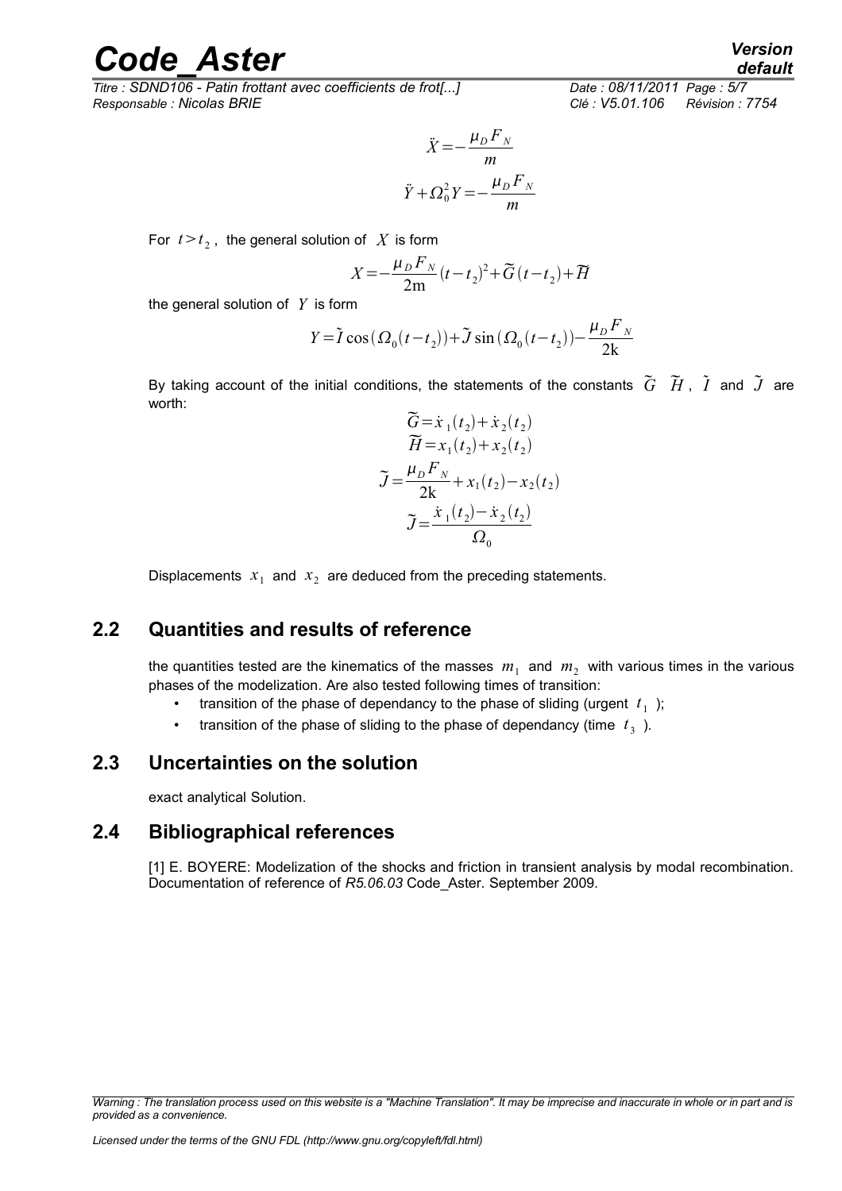$$\ddot{X} = -\frac{\mu_D F_N}{m}$$

$$\ddot{Y} + \Omega_0^2 Y = -\frac{\mu_D F_N}{m}$$

For $t > t_2$, the general solution of $X$ is form

$$X = -\frac{\mu_D F_N}{2\mathrm{m}}(t-t_2)^2 + \widetilde{G}(t-t_2) + \widetilde{H}$$

the general solution of $Y$ is form

$$Y = \tilde{I}\cos(\Omega_0(t-t_2)) + \tilde{J}\sin(\Omega_0(t-t_2)) - \frac{\mu_D F_N}{2\mathrm{k}}$$

By taking account of the initial conditions, the statements of the constants $\widetilde{G}$ $\widetilde{H}$, $\tilde{I}$ and $\tilde{J}$ are worth:

$$\widetilde{G} = \dot{x}_1(t_2) + \dot{x}_2(t_2)$$

$$\widetilde{H} = x_1(t_2) + x_2(t_2)$$

$$\widetilde{J} = \frac{\mu_D F_N}{2\mathrm{k}} + x_1(t_2) - x_2(t_2)$$

$$\widetilde{J} = \frac{\dot{x}_1(t_2) - \dot{x}_2(t_2)}{\Omega_0}$$

Displacements $x_1$ and $x_2$ are deduced from the preceding statements.

## 2.2 Quantities and results of reference

the quantities tested are the kinematics of the masses $m_1$ and $m_2$ with various times in the various phases of the modelization. Are also tested following times of transition:

- transition of the phase of dependancy to the phase of sliding (urgent $t_1$ );
- transition of the phase of sliding to the phase of dependancy (time $t_3$ ).

## 2.3 Uncertainties on the solution

exact analytical Solution.

## 2.4 Bibliographical references

[1] E. BOYERE: Modelization of the shocks and friction in transient analysis by modal recombination. Documentation of reference of *R5.06.03* Code_Aster. September 2009.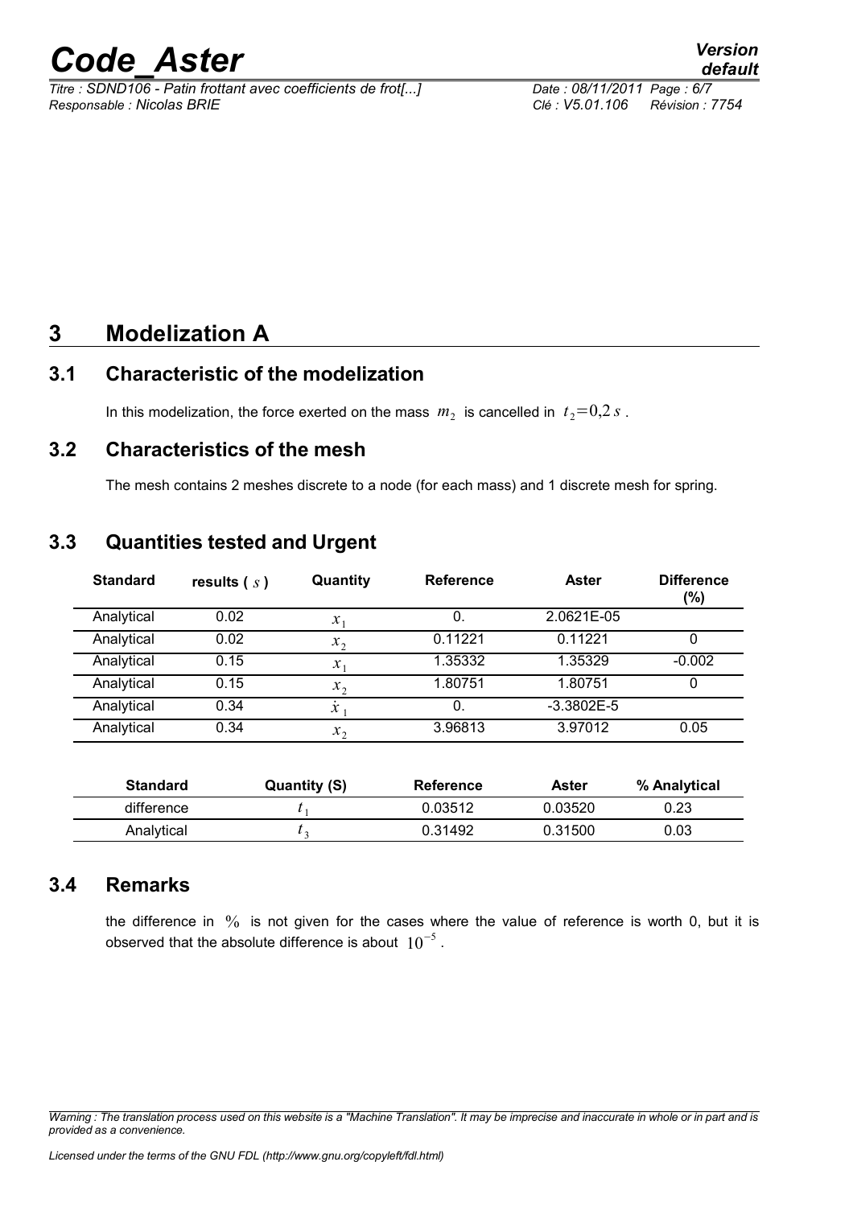# 3 Modelization A

## 3.1 Characteristic of the modelization

In this modelization, the force exerted on the mass $m_2$ is cancelled in $t_2=0{,}2\,s$.

## 3.2 Characteristics of the mesh

The mesh contains 2 meshes discrete to a node (for each mass) and 1 discrete mesh for spring.

## 3.3 Quantities tested and Urgent

| Standard | results ( $s$ ) | Quantity | Reference | Aster | Difference (%) |
|---|---|---|---|---|---|
| Analytical | 0.02 | $x_1$ | 0. | 2.0621E-05 | |
| Analytical | 0.02 | $x_2$ | 0.11221 | 0.11221 | 0 |
| Analytical | 0.15 | $x_1$ | 1.35332 | 1.35329 | -0.002 |
| Analytical | 0.15 | $x_2$ | 1.80751 | 1.80751 | 0 |
| Analytical | 0.34 | $\dot{x}_1$ | 0. | -3.3802E-5 | |
| Analytical | 0.34 | $x_2$ | 3.96813 | 3.97012 | 0.05 |

| Standard | Quantity (S) | Reference | Aster | % Analytical |
|---|---|---|---|---|
| difference | $t_1$ | 0.03512 | 0.03520 | 0.23 |
| Analytical | $t_3$ | 0.31492 | 0.31500 | 0.03 |

## 3.4 Remarks

the difference in % is not given for the cases where the value of reference is worth 0, but it is observed that the absolute difference is about $10^{-5}$.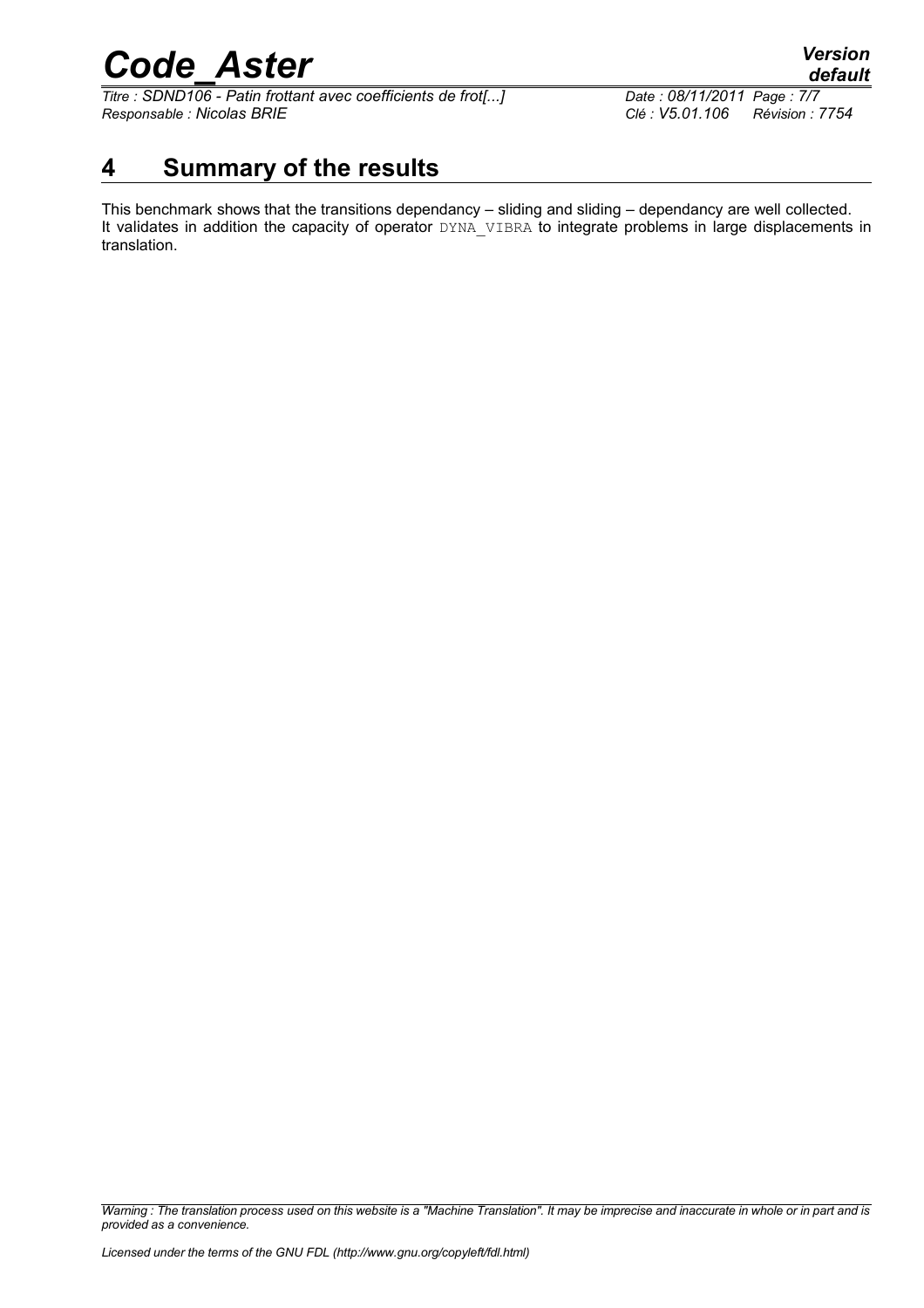# 4 Summary of the results

This benchmark shows that the transitions dependancy – sliding and sliding – dependancy are well collected. It validates in addition the capacity of operator DYNA_VIBRA to integrate problems in large displacements in translation.